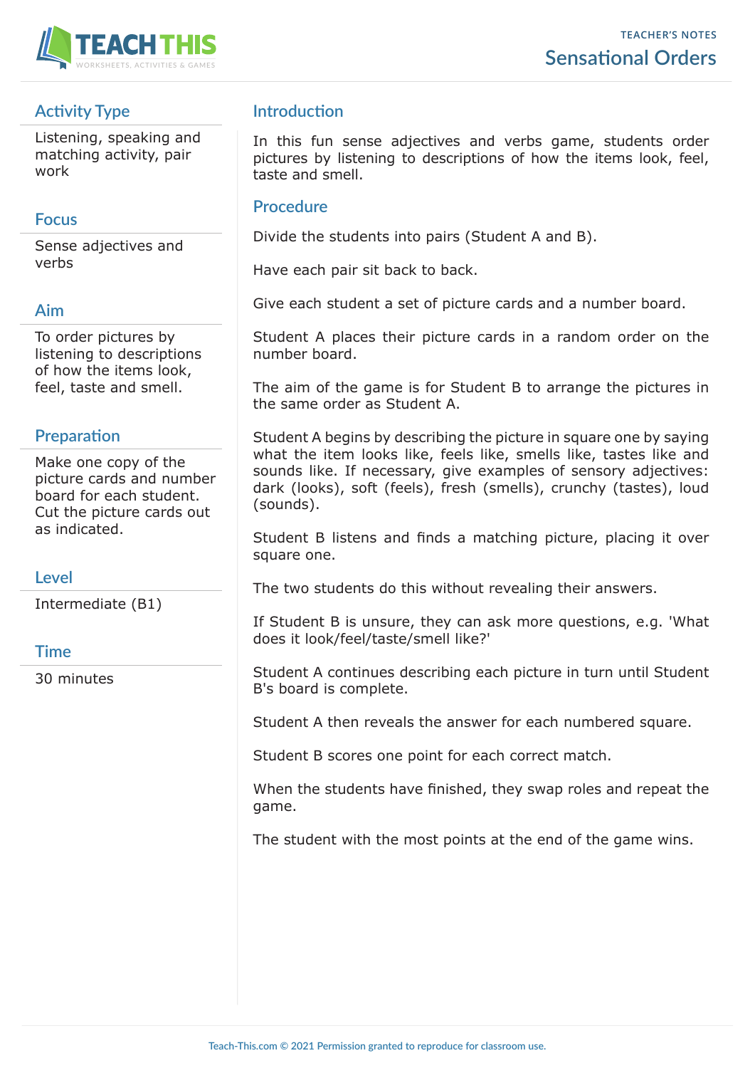TEACHER'S NOTES

# Sensational Orders

## Activity Type

Listening, speaking and matching activity, pair work

## Focus

Sense adjectives and verbs

## Aim

To order pictures by listening to descriptions of how the items look, feel, taste and smell.

## Preparation

Make one copy of the picture cards and number board for each student. Cut the picture cards out as indicated.

## Level

Intermediate (B1)

## Time

30 minutes

## Introduction

In this fun sense adjectives and verbs game, students order pictures by listening to descriptions of how the items look, feel, taste and smell.

## Procedure

Divide the students into pairs (Student A and B).

Have each pair sit back to back.

Give each student a set of picture cards and a number board.

Student A places their picture cards in a random order on the number board.

The aim of the game is for Student B to arrange the pictures in the same order as Student A.

Student A begins by describing the picture in square one by saying what the item looks like, feels like, smells like, tastes like and sounds like. If necessary, give examples of sensory adjectives: dark (looks), soft (feels), fresh (smells), crunchy (tastes), loud (sounds).

Student B listens and finds a matching picture, placing it over square one.

The two students do this without revealing their answers.

If Student B is unsure, they can ask more questions, e.g. 'What does it look/feel/taste/smell like?'

Student A continues describing each picture in turn until Student B's board is complete.

Student A then reveals the answer for each numbered square.

Student B scores one point for each correct match.

When the students have finished, they swap roles and repeat the game.

The student with the most points at the end of the game wins.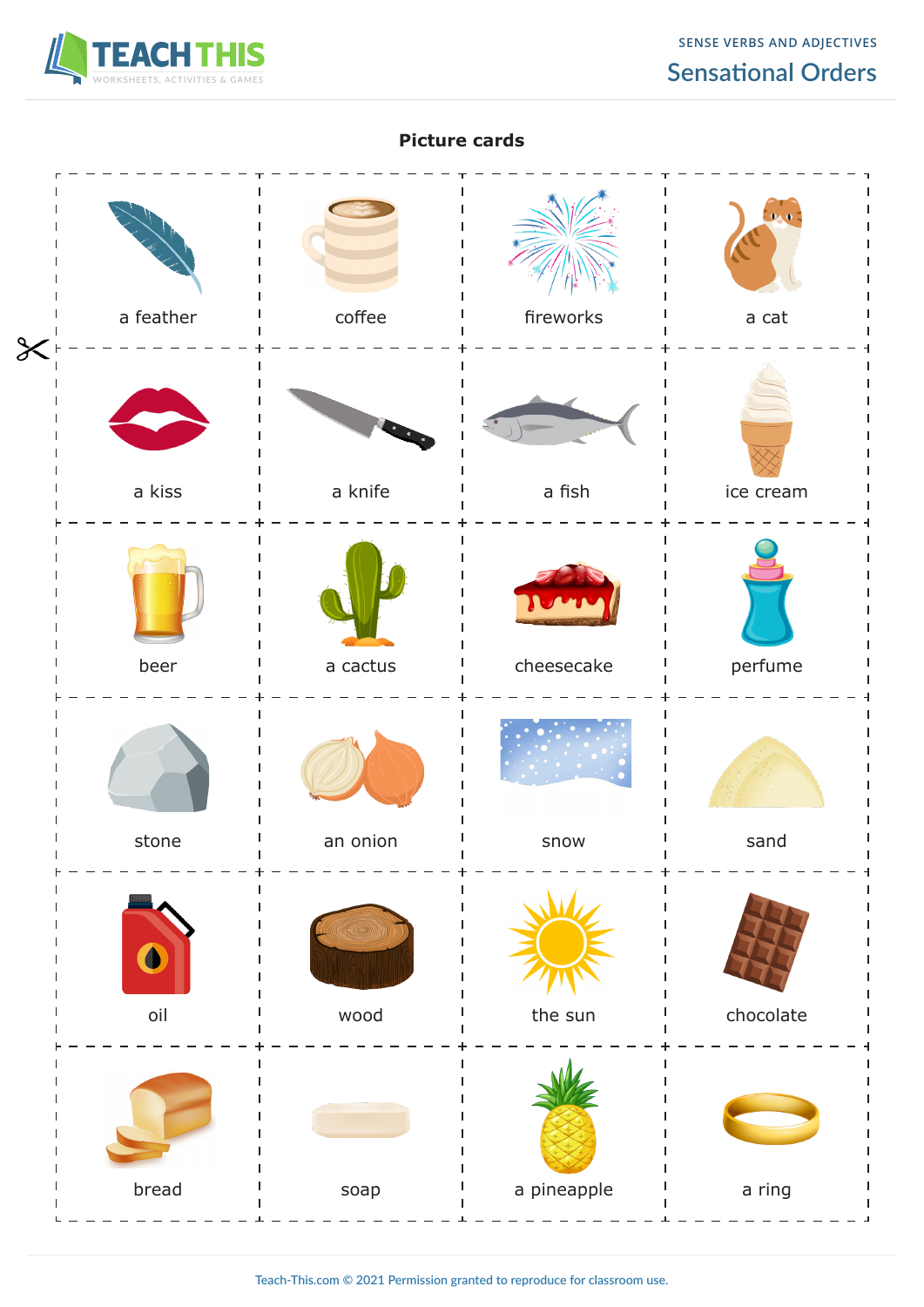**Picture cards**

| | | | |
|---|---|---|---|
| a feather | coffee | fireworks | a cat |
| a kiss | a knife | a fish | ice cream |
| beer | a cactus | cheesecake | perfume |
| stone | an onion | snow | sand |
| oil | wood | the sun | chocolate |
| bread | soap | a pineapple | a ring |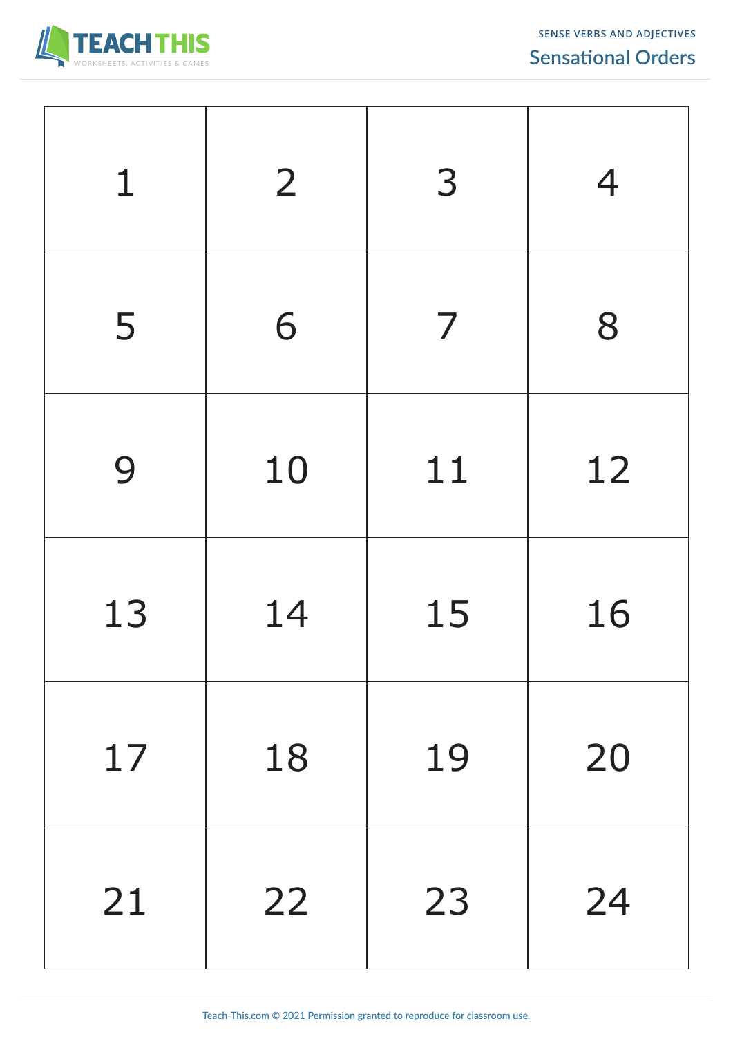| | | | |
|---|---|---|---|
| 1 | 2 | 3 | 4 |
| 5 | 6 | 7 | 8 |
| 9 | 10 | 11 | 12 |
| 13 | 14 | 15 | 16 |
| 17 | 18 | 19 | 20 |
| 21 | 22 | 23 | 24 |